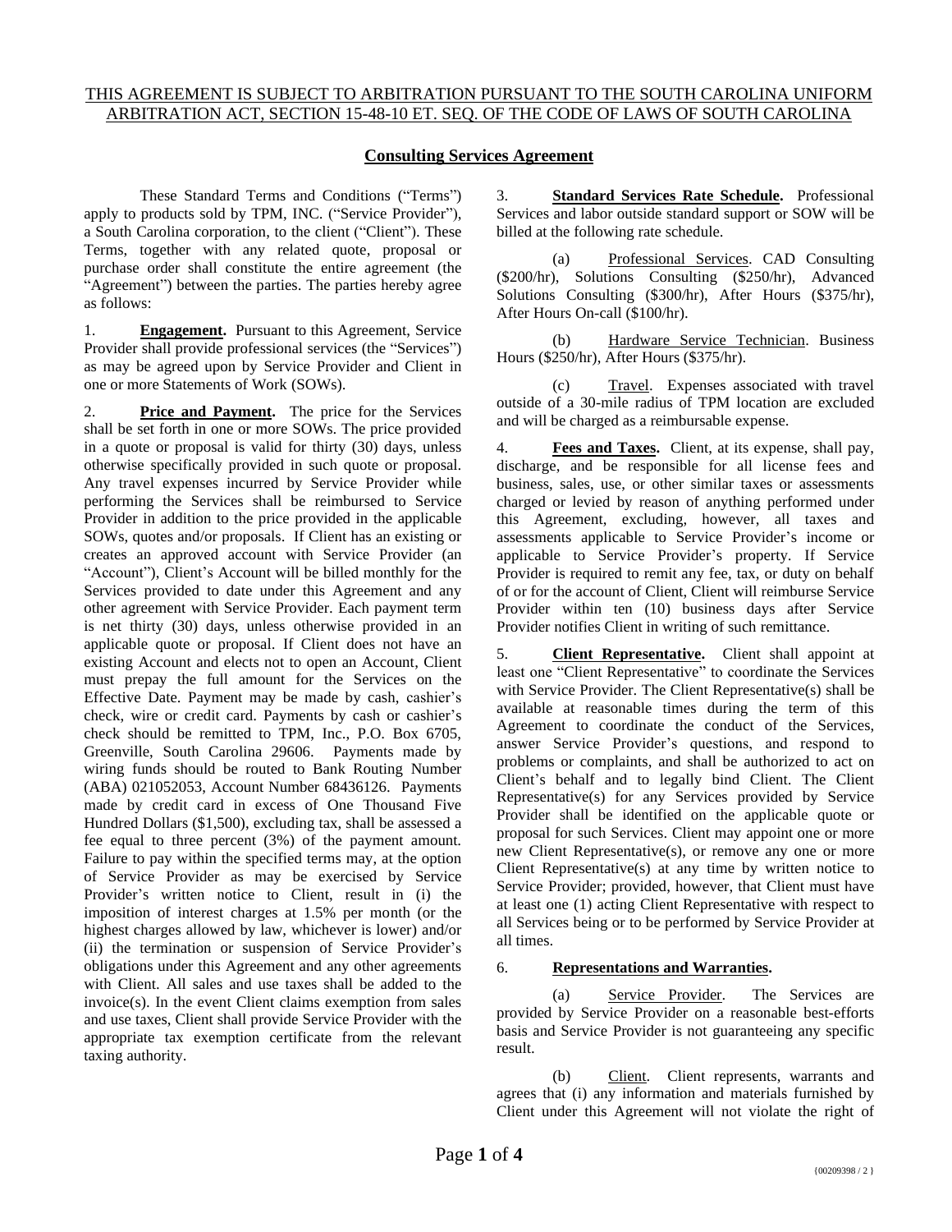THIS AGREEMENT IS SUBJECT TO ARBITRATION PURSUANT TO THE SOUTH CAROLINA UNIFORM ARBITRATION ACT, SECTION 15-48-10 ET. SEQ. OF THE CODE OF LAWS OF SOUTH CAROLINA

# Consulting Services Agreement

These Standard Terms and Conditions ("Terms") apply to products sold by TPM, INC. ("Service Provider"), a South Carolina corporation, to the client ("Client"). These Terms, together with any related quote, proposal or purchase order shall constitute the entire agreement (the "Agreement") between the parties. The parties hereby agree as follows:

1. **Engagement.** Pursuant to this Agreement, Service Provider shall provide professional services (the "Services") as may be agreed upon by Service Provider and Client in one or more Statements of Work (SOWs).

2. **Price and Payment.** The price for the Services shall be set forth in one or more SOWs. The price provided in a quote or proposal is valid for thirty (30) days, unless otherwise specifically provided in such quote or proposal. Any travel expenses incurred by Service Provider while performing the Services shall be reimbursed to Service Provider in addition to the price provided in the applicable SOWs, quotes and/or proposals. If Client has an existing or creates an approved account with Service Provider (an "Account"), Client's Account will be billed monthly for the Services provided to date under this Agreement and any other agreement with Service Provider. Each payment term is net thirty (30) days, unless otherwise provided in an applicable quote or proposal. If Client does not have an existing Account and elects not to open an Account, Client must prepay the full amount for the Services on the Effective Date. Payment may be made by cash, cashier's check, wire or credit card. Payments by cash or cashier's check should be remitted to TPM, Inc., P.O. Box 6705, Greenville, South Carolina 29606. Payments made by wiring funds should be routed to Bank Routing Number (ABA) 021052053, Account Number 68436126. Payments made by credit card in excess of One Thousand Five Hundred Dollars ($1,500), excluding tax, shall be assessed a fee equal to three percent (3%) of the payment amount. Failure to pay within the specified terms may, at the option of Service Provider as may be exercised by Service Provider's written notice to Client, result in (i) the imposition of interest charges at 1.5% per month (or the highest charges allowed by law, whichever is lower) and/or (ii) the termination or suspension of Service Provider's obligations under this Agreement and any other agreements with Client. All sales and use taxes shall be added to the invoice(s). In the event Client claims exemption from sales and use taxes, Client shall provide Service Provider with the appropriate tax exemption certificate from the relevant taxing authority.

3. **Standard Services Rate Schedule.** Professional Services and labor outside standard support or SOW will be billed at the following rate schedule.

   (a) Professional Services. CAD Consulting ($200/hr), Solutions Consulting ($250/hr), Advanced Solutions Consulting ($300/hr), After Hours ($375/hr), After Hours On-call ($100/hr).

   (b) Hardware Service Technician. Business Hours ($250/hr), After Hours ($375/hr).

   (c) Travel. Expenses associated with travel outside of a 30-mile radius of TPM location are excluded and will be charged as a reimbursable expense.

4. **Fees and Taxes.** Client, at its expense, shall pay, discharge, and be responsible for all license fees and business, sales, use, or other similar taxes or assessments charged or levied by reason of anything performed under this Agreement, excluding, however, all taxes and assessments applicable to Service Provider's income or applicable to Service Provider's property. If Service Provider is required to remit any fee, tax, or duty on behalf of or for the account of Client, Client will reimburse Service Provider within ten (10) business days after Service Provider notifies Client in writing of such remittance.

5. **Client Representative.** Client shall appoint at least one "Client Representative" to coordinate the Services with Service Provider. The Client Representative(s) shall be available at reasonable times during the term of this Agreement to coordinate the conduct of the Services, answer Service Provider's questions, and respond to problems or complaints, and shall be authorized to act on Client's behalf and to legally bind Client. The Client Representative(s) for any Services provided by Service Provider shall be identified on the applicable quote or proposal for such Services. Client may appoint one or more new Client Representative(s), or remove any one or more Client Representative(s) at any time by written notice to Service Provider; provided, however, that Client must have at least one (1) acting Client Representative with respect to all Services being or to be performed by Service Provider at all times.

6. **Representations and Warranties.**

   (a) Service Provider. The Services are provided by Service Provider on a reasonable best-efforts basis and Service Provider is not guaranteeing any specific result.

   (b) Client. Client represents, warrants and agrees that (i) any information and materials furnished by Client under this Agreement will not violate the right of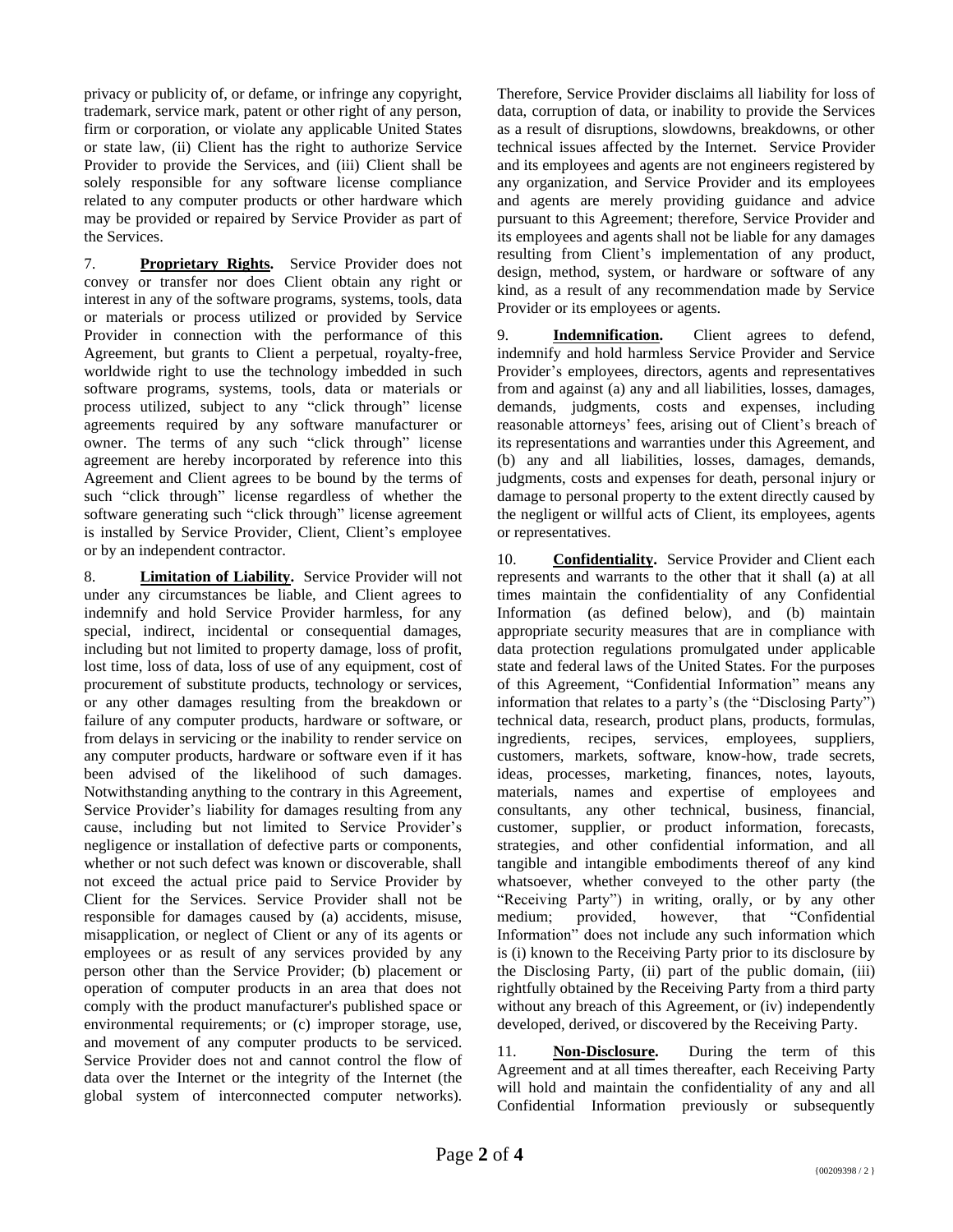privacy or publicity of, or defame, or infringe any copyright, trademark, service mark, patent or other right of any person, firm or corporation, or violate any applicable United States or state law, (ii) Client has the right to authorize Service Provider to provide the Services, and (iii) Client shall be solely responsible for any software license compliance related to any computer products or other hardware which may be provided or repaired by Service Provider as part of the Services.

7. **Proprietary Rights.** Service Provider does not convey or transfer nor does Client obtain any right or interest in any of the software programs, systems, tools, data or materials or process utilized or provided by Service Provider in connection with the performance of this Agreement, but grants to Client a perpetual, royalty-free, worldwide right to use the technology imbedded in such software programs, systems, tools, data or materials or process utilized, subject to any "click through" license agreements required by any software manufacturer or owner. The terms of any such "click through" license agreement are hereby incorporated by reference into this Agreement and Client agrees to be bound by the terms of such "click through" license regardless of whether the software generating such "click through" license agreement is installed by Service Provider, Client, Client's employee or by an independent contractor.

8. **Limitation of Liability.** Service Provider will not under any circumstances be liable, and Client agrees to indemnify and hold Service Provider harmless, for any special, indirect, incidental or consequential damages, including but not limited to property damage, loss of profit, lost time, loss of data, loss of use of any equipment, cost of procurement of substitute products, technology or services, or any other damages resulting from the breakdown or failure of any computer products, hardware or software, or from delays in servicing or the inability to render service on any computer products, hardware or software even if it has been advised of the likelihood of such damages. Notwithstanding anything to the contrary in this Agreement, Service Provider's liability for damages resulting from any cause, including but not limited to Service Provider's negligence or installation of defective parts or components, whether or not such defect was known or discoverable, shall not exceed the actual price paid to Service Provider by Client for the Services. Service Provider shall not be responsible for damages caused by (a) accidents, misuse, misapplication, or neglect of Client or any of its agents or employees or as result of any services provided by any person other than the Service Provider; (b) placement or operation of computer products in an area that does not comply with the product manufacturer's published space or environmental requirements; or (c) improper storage, use, and movement of any computer products to be serviced. Service Provider does not and cannot control the flow of data over the Internet or the integrity of the Internet (the global system of interconnected computer networks). Therefore, Service Provider disclaims all liability for loss of data, corruption of data, or inability to provide the Services as a result of disruptions, slowdowns, breakdowns, or other technical issues affected by the Internet. Service Provider and its employees and agents are not engineers registered by any organization, and Service Provider and its employees and agents are merely providing guidance and advice pursuant to this Agreement; therefore, Service Provider and its employees and agents shall not be liable for any damages resulting from Client's implementation of any product, design, method, system, or hardware or software of any kind, as a result of any recommendation made by Service Provider or its employees or agents.

9. **Indemnification.** Client agrees to defend, indemnify and hold harmless Service Provider and Service Provider's employees, directors, agents and representatives from and against (a) any and all liabilities, losses, damages, demands, judgments, costs and expenses, including reasonable attorneys' fees, arising out of Client's breach of its representations and warranties under this Agreement, and (b) any and all liabilities, losses, damages, demands, judgments, costs and expenses for death, personal injury or damage to personal property to the extent directly caused by the negligent or willful acts of Client, its employees, agents or representatives.

10. **Confidentiality.** Service Provider and Client each represents and warrants to the other that it shall (a) at all times maintain the confidentiality of any Confidential Information (as defined below), and (b) maintain appropriate security measures that are in compliance with data protection regulations promulgated under applicable state and federal laws of the United States. For the purposes of this Agreement, "Confidential Information" means any information that relates to a party's (the "Disclosing Party") technical data, research, product plans, products, formulas, ingredients, recipes, services, employees, suppliers, customers, markets, software, know-how, trade secrets, ideas, processes, marketing, finances, notes, layouts, materials, names and expertise of employees and consultants, any other technical, business, financial, customer, supplier, or product information, forecasts, strategies, and other confidential information, and all tangible and intangible embodiments thereof of any kind whatsoever, whether conveyed to the other party (the "Receiving Party") in writing, orally, or by any other medium; provided, however, that "Confidential Information" does not include any such information which is (i) known to the Receiving Party prior to its disclosure by the Disclosing Party, (ii) part of the public domain, (iii) rightfully obtained by the Receiving Party from a third party without any breach of this Agreement, or (iv) independently developed, derived, or discovered by the Receiving Party.

11. **Non-Disclosure.** During the term of this Agreement and at all times thereafter, each Receiving Party will hold and maintain the confidentiality of any and all Confidential Information previously or subsequently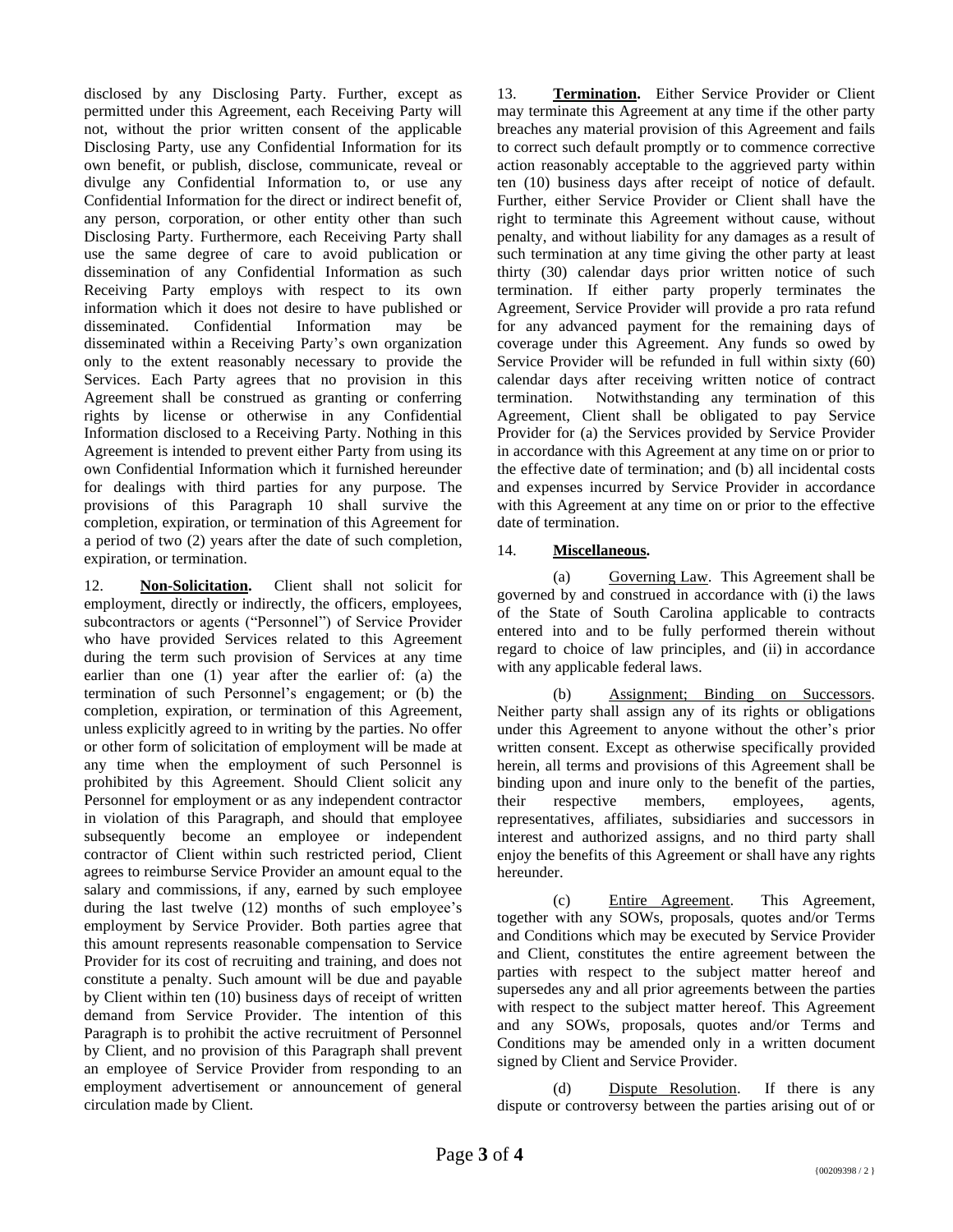disclosed by any Disclosing Party. Further, except as permitted under this Agreement, each Receiving Party will not, without the prior written consent of the applicable Disclosing Party, use any Confidential Information for its own benefit, or publish, disclose, communicate, reveal or divulge any Confidential Information to, or use any Confidential Information for the direct or indirect benefit of, any person, corporation, or other entity other than such Disclosing Party. Furthermore, each Receiving Party shall use the same degree of care to avoid publication or dissemination of any Confidential Information as such Receiving Party employs with respect to its own information which it does not desire to have published or disseminated. Confidential Information may be disseminated within a Receiving Party's own organization only to the extent reasonably necessary to provide the Services. Each Party agrees that no provision in this Agreement shall be construed as granting or conferring rights by license or otherwise in any Confidential Information disclosed to a Receiving Party. Nothing in this Agreement is intended to prevent either Party from using its own Confidential Information which it furnished hereunder for dealings with third parties for any purpose. The provisions of this Paragraph 10 shall survive the completion, expiration, or termination of this Agreement for a period of two (2) years after the date of such completion, expiration, or termination.

12. **Non-Solicitation.** Client shall not solicit for employment, directly or indirectly, the officers, employees, subcontractors or agents ("Personnel") of Service Provider who have provided Services related to this Agreement during the term such provision of Services at any time earlier than one (1) year after the earlier of: (a) the termination of such Personnel's engagement; or (b) the completion, expiration, or termination of this Agreement, unless explicitly agreed to in writing by the parties. No offer or other form of solicitation of employment will be made at any time when the employment of such Personnel is prohibited by this Agreement. Should Client solicit any Personnel for employment or as any independent contractor in violation of this Paragraph, and should that employee subsequently become an employee or independent contractor of Client within such restricted period, Client agrees to reimburse Service Provider an amount equal to the salary and commissions, if any, earned by such employee during the last twelve (12) months of such employee's employment by Service Provider. Both parties agree that this amount represents reasonable compensation to Service Provider for its cost of recruiting and training, and does not constitute a penalty. Such amount will be due and payable by Client within ten (10) business days of receipt of written demand from Service Provider. The intention of this Paragraph is to prohibit the active recruitment of Personnel by Client, and no provision of this Paragraph shall prevent an employee of Service Provider from responding to an employment advertisement or announcement of general circulation made by Client.

13. **Termination.** Either Service Provider or Client may terminate this Agreement at any time if the other party breaches any material provision of this Agreement and fails to correct such default promptly or to commence corrective action reasonably acceptable to the aggrieved party within ten (10) business days after receipt of notice of default. Further, either Service Provider or Client shall have the right to terminate this Agreement without cause, without penalty, and without liability for any damages as a result of such termination at any time giving the other party at least thirty (30) calendar days prior written notice of such termination. If either party properly terminates the Agreement, Service Provider will provide a pro rata refund for any advanced payment for the remaining days of coverage under this Agreement. Any funds so owed by Service Provider will be refunded in full within sixty (60) calendar days after receiving written notice of contract termination. Notwithstanding any termination of this Agreement, Client shall be obligated to pay Service Provider for (a) the Services provided by Service Provider in accordance with this Agreement at any time on or prior to the effective date of termination; and (b) all incidental costs and expenses incurred by Service Provider in accordance with this Agreement at any time on or prior to the effective date of termination.

14. **Miscellaneous.**

(a) Governing Law. This Agreement shall be governed by and construed in accordance with (i) the laws of the State of South Carolina applicable to contracts entered into and to be fully performed therein without regard to choice of law principles, and (ii) in accordance with any applicable federal laws.

(b) Assignment; Binding on Successors. Neither party shall assign any of its rights or obligations under this Agreement to anyone without the other's prior written consent. Except as otherwise specifically provided herein, all terms and provisions of this Agreement shall be binding upon and inure only to the benefit of the parties, their respective members, employees, agents, representatives, affiliates, subsidiaries and successors in interest and authorized assigns, and no third party shall enjoy the benefits of this Agreement or shall have any rights hereunder.

(c) Entire Agreement. This Agreement, together with any SOWs, proposals, quotes and/or Terms and Conditions which may be executed by Service Provider and Client, constitutes the entire agreement between the parties with respect to the subject matter hereof and supersedes any and all prior agreements between the parties with respect to the subject matter hereof. This Agreement and any SOWs, proposals, quotes and/or Terms and Conditions may be amended only in a written document signed by Client and Service Provider.

(d) Dispute Resolution. If there is any dispute or controversy between the parties arising out of or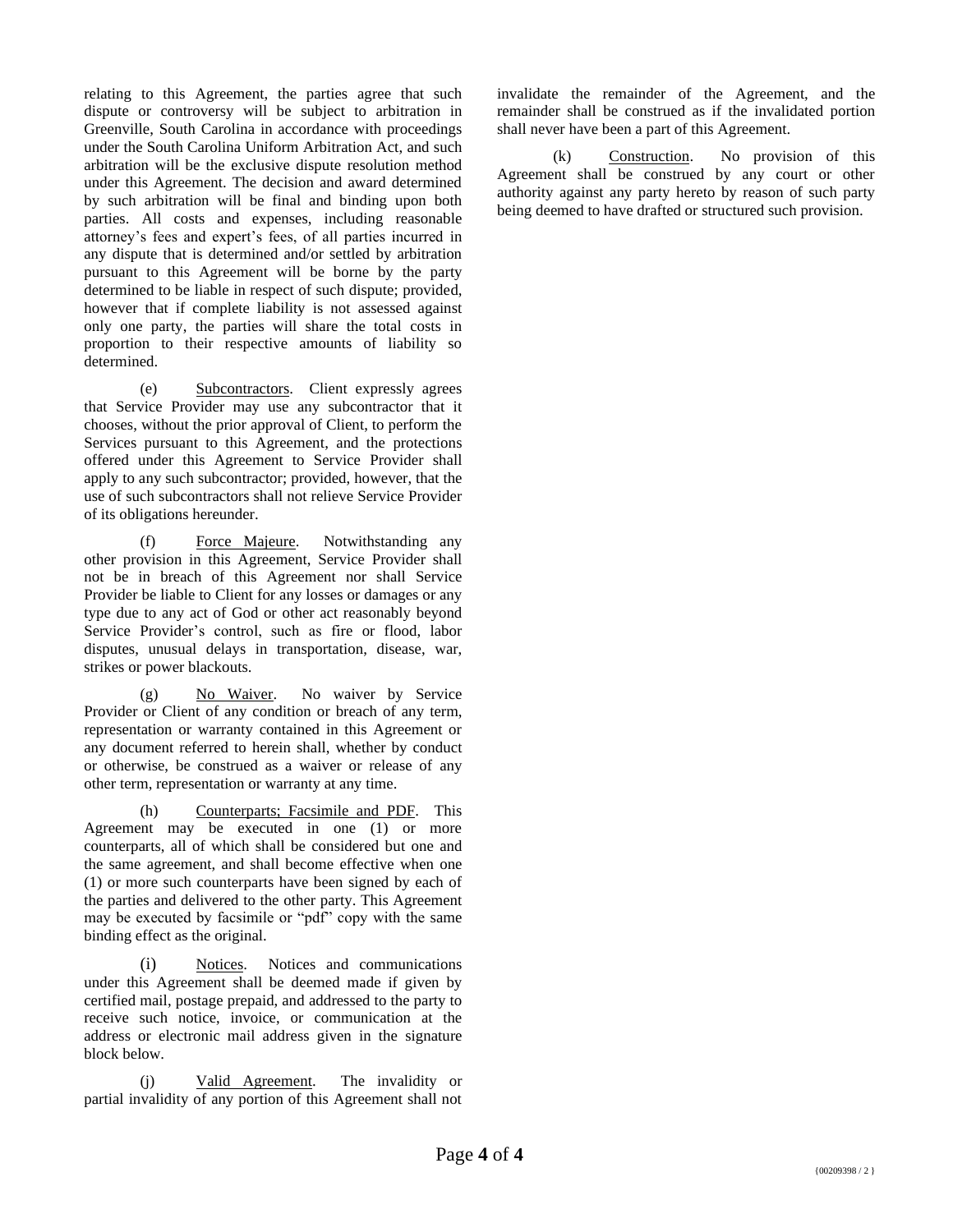relating to this Agreement, the parties agree that such dispute or controversy will be subject to arbitration in Greenville, South Carolina in accordance with proceedings under the South Carolina Uniform Arbitration Act, and such arbitration will be the exclusive dispute resolution method under this Agreement. The decision and award determined by such arbitration will be final and binding upon both parties. All costs and expenses, including reasonable attorney's fees and expert's fees, of all parties incurred in any dispute that is determined and/or settled by arbitration pursuant to this Agreement will be borne by the party determined to be liable in respect of such dispute; provided, however that if complete liability is not assessed against only one party, the parties will share the total costs in proportion to their respective amounts of liability so determined.

(e) Subcontractors. Client expressly agrees that Service Provider may use any subcontractor that it chooses, without the prior approval of Client, to perform the Services pursuant to this Agreement, and the protections offered under this Agreement to Service Provider shall apply to any such subcontractor; provided, however, that the use of such subcontractors shall not relieve Service Provider of its obligations hereunder.

(f) Force Majeure. Notwithstanding any other provision in this Agreement, Service Provider shall not be in breach of this Agreement nor shall Service Provider be liable to Client for any losses or damages or any type due to any act of God or other act reasonably beyond Service Provider's control, such as fire or flood, labor disputes, unusual delays in transportation, disease, war, strikes or power blackouts.

(g) No Waiver. No waiver by Service Provider or Client of any condition or breach of any term, representation or warranty contained in this Agreement or any document referred to herein shall, whether by conduct or otherwise, be construed as a waiver or release of any other term, representation or warranty at any time.

(h) Counterparts; Facsimile and PDF. This Agreement may be executed in one (1) or more counterparts, all of which shall be considered but one and the same agreement, and shall become effective when one (1) or more such counterparts have been signed by each of the parties and delivered to the other party. This Agreement may be executed by facsimile or "pdf" copy with the same binding effect as the original.

(i) Notices. Notices and communications under this Agreement shall be deemed made if given by certified mail, postage prepaid, and addressed to the party to receive such notice, invoice, or communication at the address or electronic mail address given in the signature block below.

(j) Valid Agreement. The invalidity or partial invalidity of any portion of this Agreement shall not invalidate the remainder of the Agreement, and the remainder shall be construed as if the invalidated portion shall never have been a part of this Agreement.

(k) Construction. No provision of this Agreement shall be construed by any court or other authority against any party hereto by reason of such party being deemed to have drafted or structured such provision.